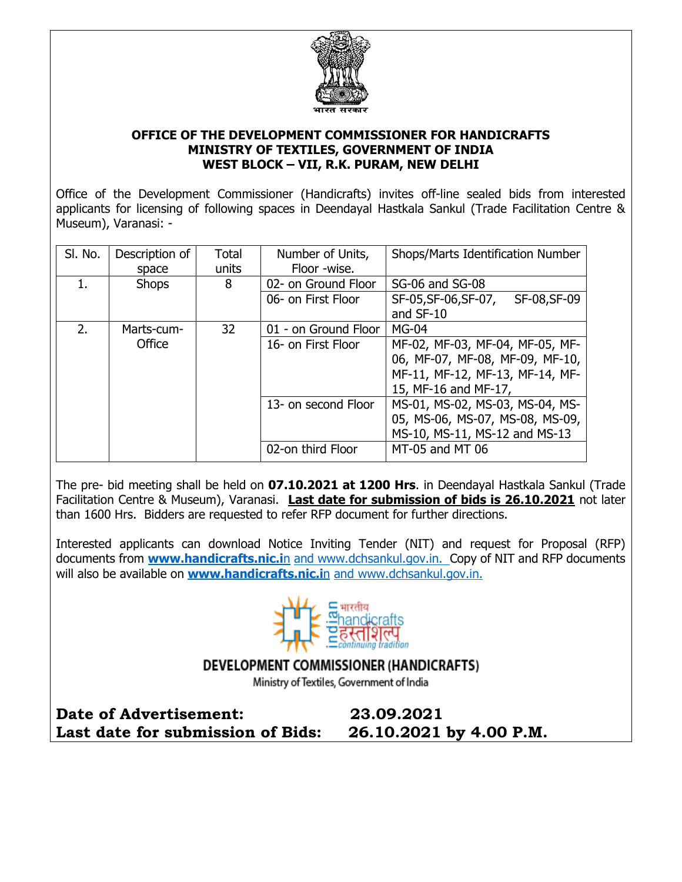भारत सरकार

**OFFICE OF THE DEVELOPMENT COMMISSIONER FOR HANDICRAFTS**
**MINISTRY OF TEXTILES, GOVERNMENT OF INDIA**
**WEST BLOCK – VII, R.K. PURAM, NEW DELHI**

Office of the Development Commissioner (Handicrafts) invites off-line sealed bids from interested applicants for licensing of following spaces in Deendayal Hastkala Sankul (Trade Facilitation Centre & Museum), Varanasi: -

| Sl. No. | Description of space | Total units | Number of Units, Floor -wise. | Shops/Marts Identification Number |
|---|---|---|---|---|
| 1. | Shops | 8 | 02- on Ground Floor | SG-06 and SG-08 |
| | | | 06- on First Floor | SF-05,SF-06,SF-07, SF-08,SF-09 and SF-10 |
| 2. | Marts-cum-Office | 32 | 01 - on Ground Floor | MG-04 |
| | | | 16- on First Floor | MF-02, MF-03, MF-04, MF-05, MF-06, MF-07, MF-08, MF-09, MF-10, MF-11, MF-12, MF-13, MF-14, MF-15, MF-16 and MF-17, |
| | | | 13- on second Floor | MS-01, MS-02, MS-03, MS-04, MS-05, MS-06, MS-07, MS-08, MS-09, MS-10, MS-11, MS-12 and MS-13 |
| | | | 02-on third Floor | MT-05 and MT 06 |

The pre- bid meeting shall be held on **07.10.2021 at 1200 Hrs**. in Deendayal Hastkala Sankul (Trade Facilitation Centre & Museum), Varanasi. **Last date for submission of bids is 26.10.2021** not later than 1600 Hrs. Bidders are requested to refer RFP document for further directions.

Interested applicants can download Notice Inviting Tender (NIT) and request for Proposal (RFP) documents from **www.handicrafts.nic.in** and www.dchsankul.gov.in. Copy of NIT and RFP documents will also be available on **www.handicrafts.nic.in** and www.dchsankul.gov.in.

भारतीय handicrafts हस्तशिल्प indian continuing tradition

DEVELOPMENT COMMISSIONER (HANDICRAFTS)

Ministry of Textiles, Government of India

**Date of Advertisement: 23.09.2021**

**Last date for submission of Bids: 26.10.2021 by 4.00 P.M.**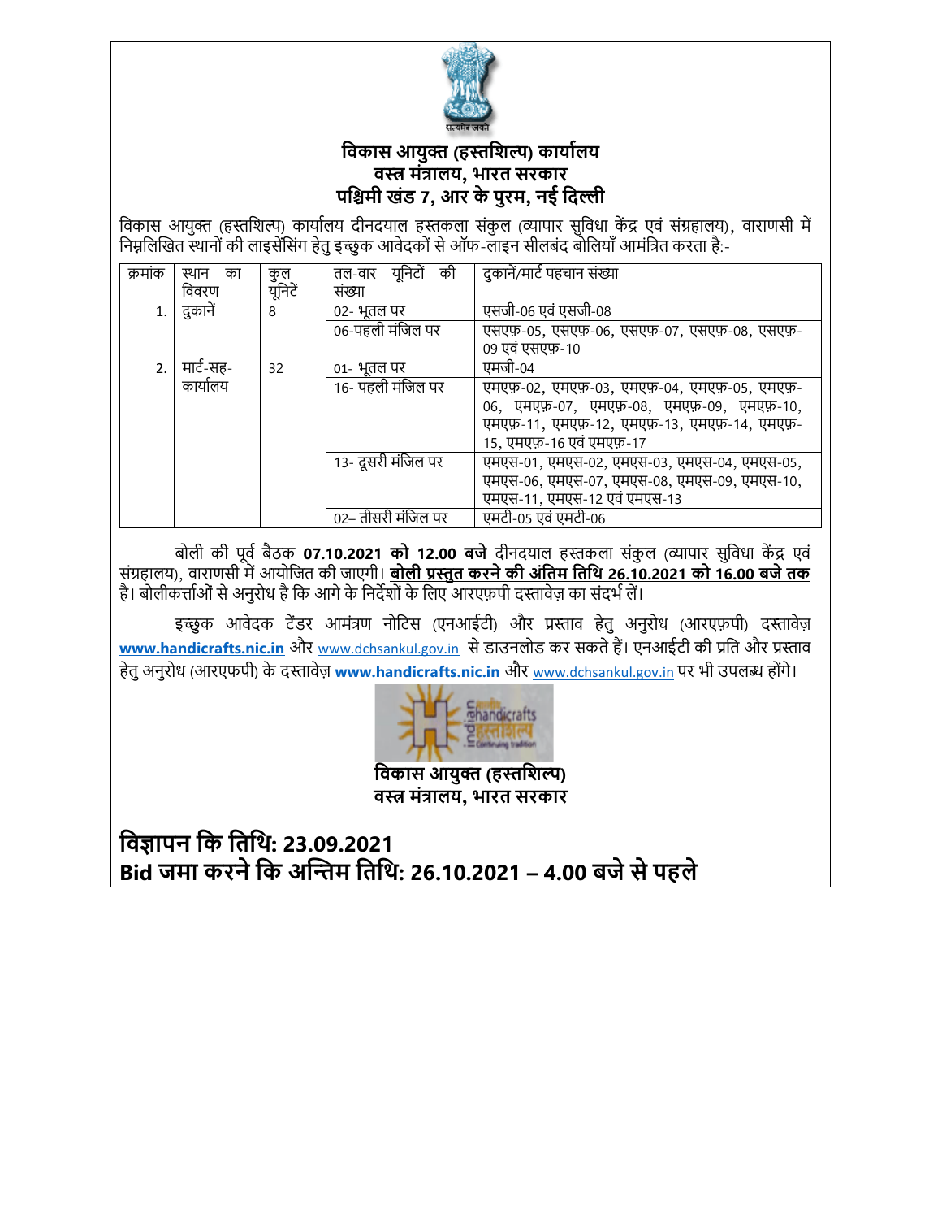## विकास आयुक्त (हस्तशिल्प) कार्यालय
## वस्त्र मंत्रालय, भारत सरकार
## पश्चिमी खंड 7, आर के पुरम, नई दिल्ली

विकास आयुक्त (हस्तशिल्प) कार्यालय दीनदयाल हस्तकला संकुल (व्यापार सुविधा केंद्र एवं संग्रहालय), वाराणसी में निम्नलिखित स्थानों की लाइसेंसिंग हेतु इच्छुक आवेदकों से ऑफ-लाइन सीलबंद बोलियाँ आमंत्रित करता है:-

| क्रमांक | स्थान का विवरण | कुल यूनिटें | तल-वार यूनिटों की संख्या | दुकानें/मार्ट पहचान संख्या |
|---|---|---|---|---|
| 1. | दुकानें | 8 | 02- भूतल पर | एसजी-06 एवं एसजी-08 |
| | | | 06-पहली मंजिल पर | एसएफ़-05, एसएफ़-06, एसएफ़-07, एसएफ़-08, एसएफ़-09 एवं एसएफ़-10 |
| 2. | मार्ट-सह-कार्यालय | 32 | 01- भूतल पर | एमजी-04 |
| | | | 16- पहली मंजिल पर | एमएफ़-02, एमएफ़-03, एमएफ़-04, एमएफ़-05, एमएफ़-06, एमएफ़-07, एमएफ़-08, एमएफ़-09, एमएफ़-10, एमएफ़-11, एमएफ़-12, एमएफ़-13, एमएफ़-14, एमएफ़-15, एमएफ़-16 एवं एमएफ़-17 |
| | | | 13- दूसरी मंजिल पर | एमएस-01, एमएस-02, एमएस-03, एमएस-04, एमएस-05, एमएस-06, एमएस-07, एमएस-08, एमएस-09, एमएस-10, एमएस-11, एमएस-12 एवं एमएस-13 |
| | | | 02– तीसरी मंजिल पर | एमटी-05 एवं एमटी-06 |

बोली की पूर्व बैठक **07.10.2021 को 12.00 बजे** दीनदयाल हस्तकला संकुल (व्यापार सुविधा केंद्र एवं संग्रहालय), वाराणसी में आयोजित की जाएगी। **बोली प्रस्तुत करने की अंतिम तिथि 26.10.2021 को 16.00 बजे तक** है। बोलीकर्त्ताओं से अनुरोध है कि आगे के निर्देशों के लिए आरएफ़पी दस्तावेज़ का संदर्भ लें।

इच्छुक आवेदक टेंडर आमंत्रण नोटिस (एनआईटी) और प्रस्ताव हेतु अनुरोध (आरएफ़पी) दस्तावेज़ **www.handicrafts.nic.in** और www.dchsankul.gov.in से डाउनलोड कर सकते हैं। एनआईटी की प्रति और प्रस्ताव हेतु अनुरोध (आरएफपी) के दस्तावेज़ **www.handicrafts.nic.in** और www.dchsankul.gov.in पर भी उपलब्ध होंगे।

**विकास आयुक्त (हस्तशिल्प)**
**वस्त्र मंत्रालय, भारत सरकार**

**विज्ञापन कि तिथि: 23.09.2021**
**Bid जमा करने कि अन्तिम तिथि: 26.10.2021 – 4.00 बजे से पहले**